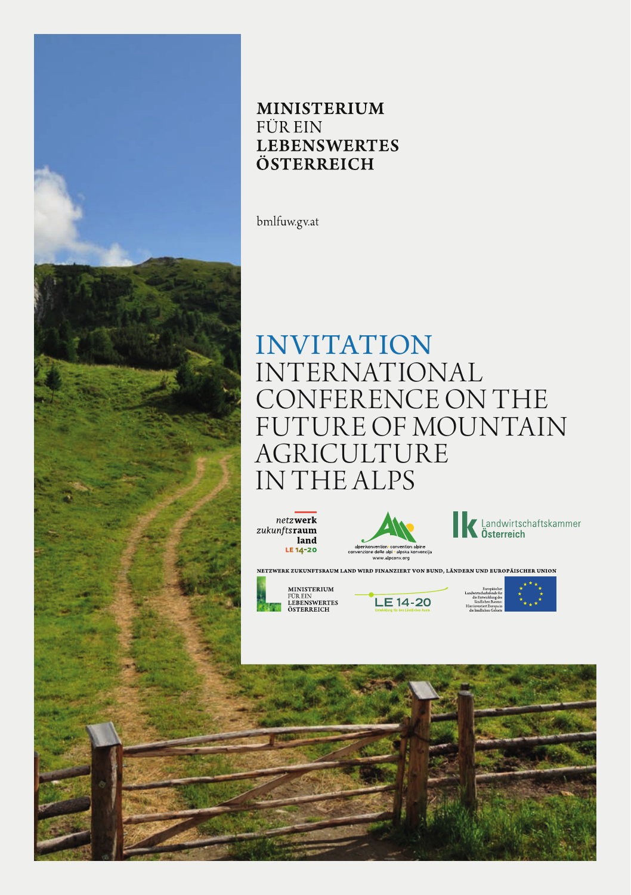**MINISTERIUM**
FÜR EIN
**LEBENSWERTES**
**ÖSTERREICH**

bmlfuw.gv.at

# INVITATION
# INTERNATIONAL CONFERENCE ON THE FUTURE OF MOUNTAIN AGRICULTURE IN THE ALPS

*netz*werk *zukunfts*raum land LE 14-20

alpenkonvention convention alpine convenzione delle alpi alpska konvencija www.alpconv.org

Landwirtschaftskammer Österreich

NETZWERK ZUKUNFTSRAUM LAND WIRD FINANZIERT VON BUND, LÄNDERN UND EUROPÄISCHER UNION

MINISTERIUM FÜR EIN LEBENSWERTES ÖSTERREICH

LE 14-20 Entwicklung für den Ländlichen Raum

Europäischer Landwirtschaftsfonds für die Entwicklung des ländlichen Raums: Hier investiert Europa in die ländlichen Gebiete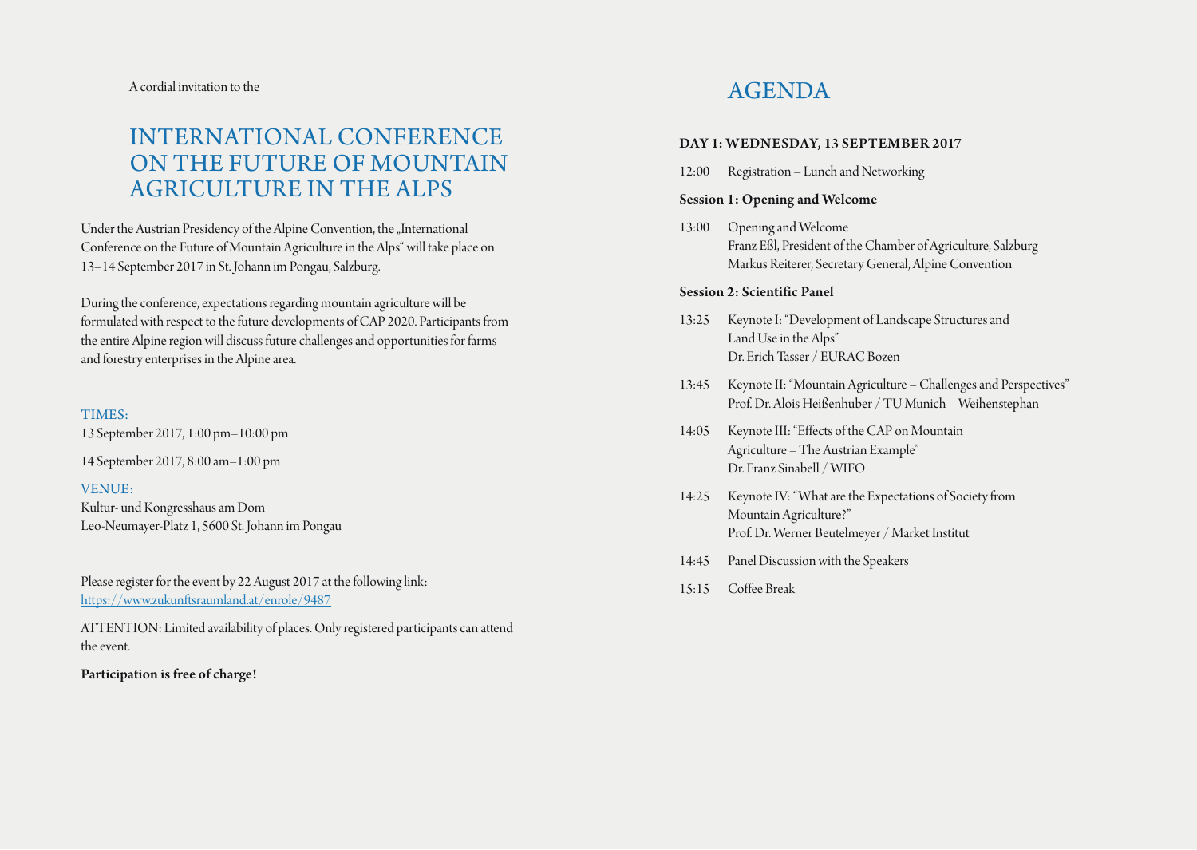A cordial invitation to the

# INTERNATIONAL CONFERENCE ON THE FUTURE OF MOUNTAIN AGRICULTURE IN THE ALPS

Under the Austrian Presidency of the Alpine Convention, the „International Conference on the Future of Mountain Agriculture in the Alps“ will take place on 13–14 September 2017 in St. Johann im Pongau, Salzburg.

During the conference, expectations regarding mountain agriculture will be formulated with respect to the future developments of CAP 2020. Participants from the entire Alpine region will discuss future challenges and opportunities for farms and forestry enterprises in the Alpine area.

TIMES:

13 September 2017, 1:00 pm–10:00 pm

14 September 2017, 8:00 am–1:00 pm

VENUE:

Kultur- und Kongresshaus am Dom
Leo-Neumayer-Platz 1, 5600 St. Johann im Pongau

Please register for the event by 22 August 2017 at the following link:
https://www.zukunftsraumland.at/enrole/9487

ATTENTION: Limited availability of places. Only registered participants can attend the event.

**Participation is free of charge!**

# AGENDA

## DAY 1: WEDNESDAY, 13 SEPTEMBER 2017

12:00 Registration – Lunch and Networking

### Session 1: Opening and Welcome

13:00 Opening and Welcome
Franz Eßl, President of the Chamber of Agriculture, Salzburg
Markus Reiterer, Secretary General, Alpine Convention

### Session 2: Scientific Panel

13:25 Keynote I: “Development of Landscape Structures and Land Use in the Alps”
Dr. Erich Tasser / EURAC Bozen

13:45 Keynote II: “Mountain Agriculture – Challenges and Perspectives”
Prof. Dr. Alois Heißenhuber / TU Munich – Weihenstephan

14:05 Keynote III: “Effects of the CAP on Mountain Agriculture – The Austrian Example”
Dr. Franz Sinabell / WIFO

14:25 Keynote IV: “What are the Expectations of Society from Mountain Agriculture?”
Prof. Dr. Werner Beutelmeyer / Market Institut

14:45 Panel Discussion with the Speakers

15:15 Coffee Break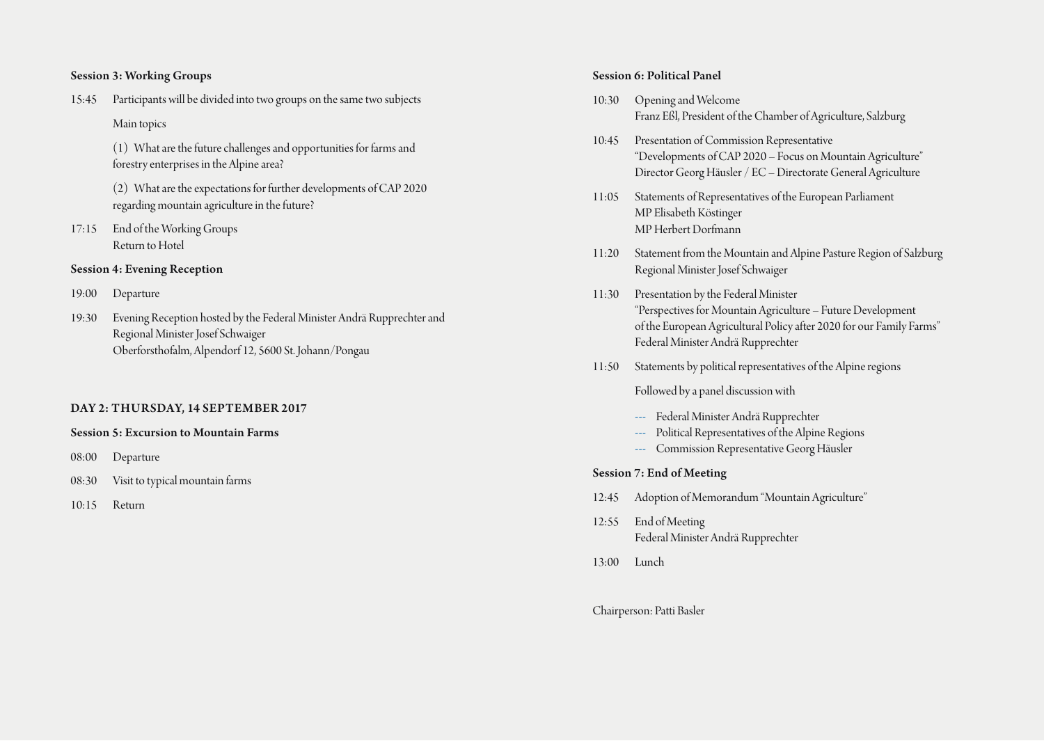### Session 3: Working Groups

15:45 Participants will be divided into two groups on the same two subjects

Main topics

(1) What are the future challenges and opportunities for farms and forestry enterprises in the Alpine area?

(2) What are the expectations for further developments of CAP 2020 regarding mountain agriculture in the future?

17:15 End of the Working Groups
Return to Hotel

### Session 4: Evening Reception

19:00 Departure

19:30 Evening Reception hosted by the Federal Minister Andrä Rupprechter and Regional Minister Josef Schwaiger
Oberforsthofalm, Alpendorf 12, 5600 St. Johann/Pongau

## DAY 2: THURSDAY, 14 SEPTEMBER 2017

### Session 5: Excursion to Mountain Farms

08:00 Departure

08:30 Visit to typical mountain farms

10:15 Return

### Session 6: Political Panel

10:30 Opening and Welcome
Franz Eßl, President of the Chamber of Agriculture, Salzburg

10:45 Presentation of Commission Representative
"Developments of CAP 2020 – Focus on Mountain Agriculture"
Director Georg Häusler / EC – Directorate General Agriculture

11:05 Statements of Representatives of the European Parliament
MP Elisabeth Köstinger
MP Herbert Dorfmann

11:20 Statement from the Mountain and Alpine Pasture Region of Salzburg
Regional Minister Josef Schwaiger

11:30 Presentation by the Federal Minister
"Perspectives for Mountain Agriculture – Future Development of the European Agricultural Policy after 2020 for our Family Farms"
Federal Minister Andrä Rupprechter

11:50 Statements by political representatives of the Alpine regions

Followed by a panel discussion with

- Federal Minister Andrä Rupprechter
- Political Representatives of the Alpine Regions
- Commission Representative Georg Häusler

### Session 7: End of Meeting

12:45 Adoption of Memorandum "Mountain Agriculture"

12:55 End of Meeting
Federal Minister Andrä Rupprechter

13:00 Lunch

Chairperson: Patti Basler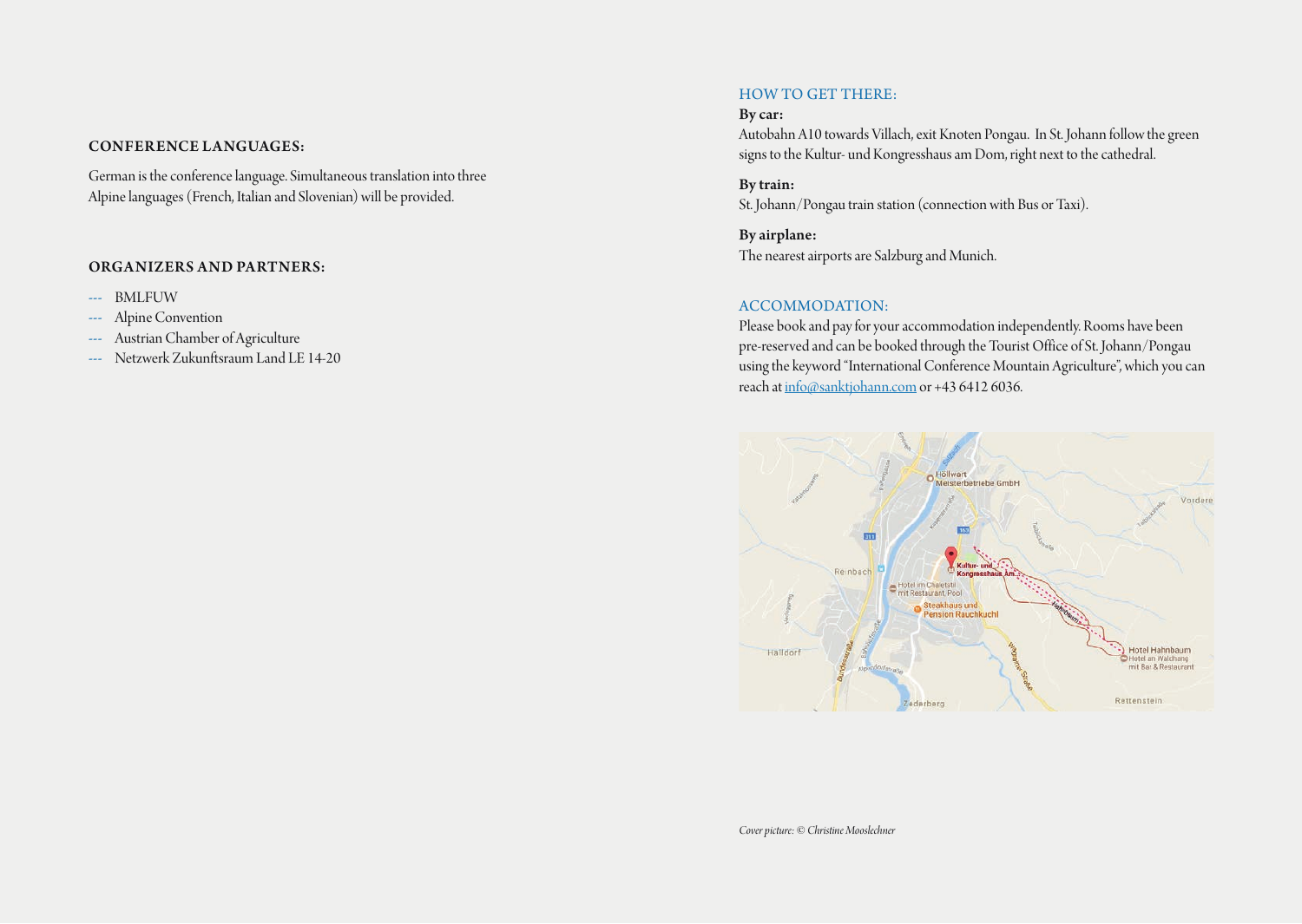## CONFERENCE LANGUAGES:

German is the conference language. Simultaneous translation into three Alpine languages (French, Italian and Slovenian) will be provided.

## ORGANIZERS AND PARTNERS:

- BMLFUW
- Alpine Convention
- Austrian Chamber of Agriculture
- Netzwerk Zukunftsraum Land LE 14-20

## HOW TO GET THERE:

**By car:**
Autobahn A10 towards Villach, exit Knoten Pongau. In St. Johann follow the green signs to the Kultur- und Kongresshaus am Dom, right next to the cathedral.

**By train:**
St. Johann/Pongau train station (connection with Bus or Taxi).

**By airplane:**
The nearest airports are Salzburg and Munich.

## ACCOMMODATION:

Please book and pay for your accommodation independently. Rooms have been pre-reserved and can be booked through the Tourist Office of St. Johann/Pongau using the keyword "International Conference Mountain Agriculture", which you can reach at info@sanktjohann.com or +43 6412 6036.

*Cover picture: © Christine Mooslechner*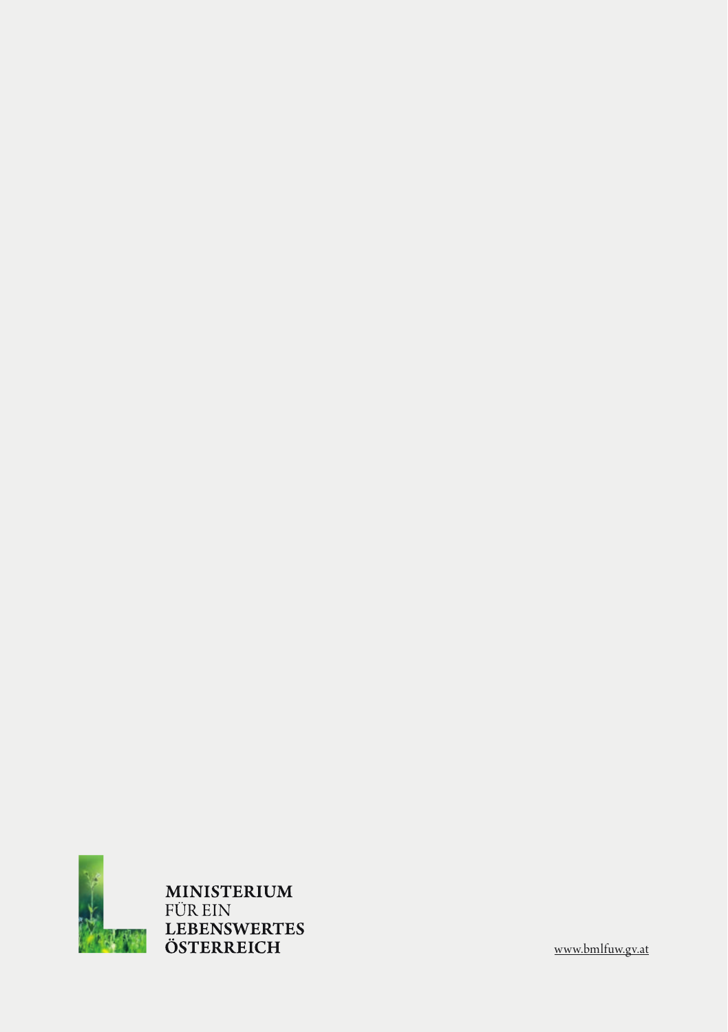MINISTERIUM
FÜR EIN
LEBENSWERTES
ÖSTERREICH

www.bmlfuw.gv.at